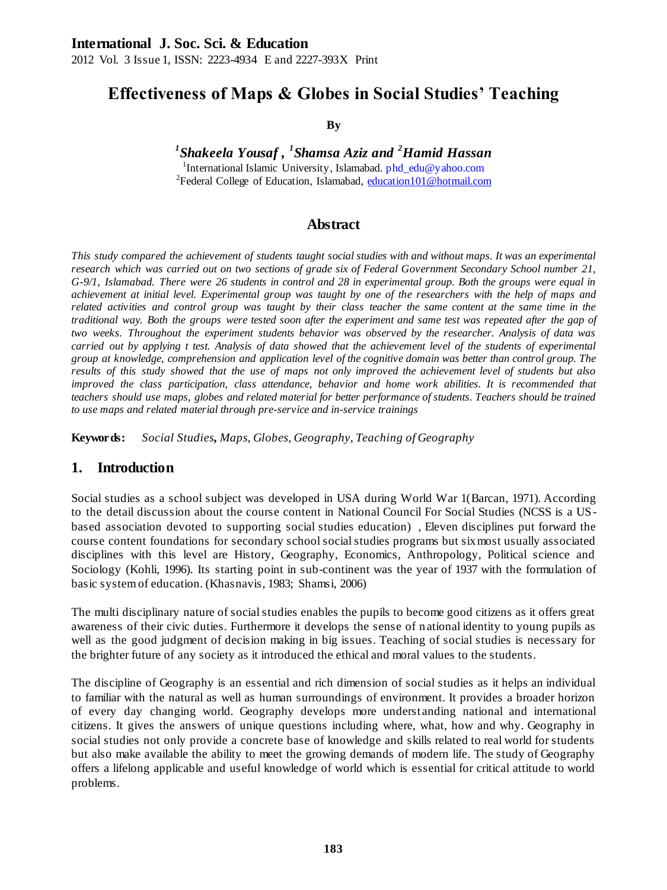# Effectiveness of Maps & Globes in Social Studies' Teaching

**By**

***[1]Shakeela Yousaf , [1]Shamsa Aziz and [2]Hamid Hassan***

[1]International Islamic University, Islamabad. phd_edu@yahoo.com
[2]Federal College of Education, Islamabad, education101@hotmail.com

## Abstract

*This study compared the achievement of students taught social studies with and without maps. It was an experimental research which was carried out on two sections of grade six of Federal Government Secondary School number 21, G-9/1, Islamabad. There were 26 students in control and 28 in experimental group. Both the groups were equal in achievement at initial level. Experimental group was taught by one of the researchers with the help of maps and related activities and control group was taught by their class teacher the same content at the same time in the traditional way. Both the groups were tested soon after the experiment and same test was repeated after the gap of two weeks. Throughout the experiment students behavior was observed by the researcher. Analysis of data was carried out by applying t test. Analysis of data showed that the achievement level of the students of experimental group at knowledge, comprehension and application level of the cognitive domain was better than control group. The results of this study showed that the use of maps not only improved the achievement level of students but also improved the class participation, class attendance, behavior and home work abilities. It is recommended that teachers should use maps, globes and related material for better performance of students. Teachers should be trained to use maps and related material through pre-service and in-service trainings*

**Keywords:** *Social Studies, Maps, Globes, Geography, Teaching of Geography*

## 1. Introduction

Social studies as a school subject was developed in USA during World War 1(Barcan, 1971). According to the detail discussion about the course content in National Council For Social Studies (NCSS is a US-based association devoted to supporting social studies education) , Eleven disciplines put forward the course content foundations for secondary school social studies programs but six most usually associated disciplines with this level are History, Geography, Economics, Anthropology, Political science and Sociology (Kohli, 1996). Its starting point in sub-continent was the year of 1937 with the formulation of basic system of education. (Khasnavis, 1983; Shamsi, 2006)

The multi disciplinary nature of social studies enables the pupils to become good citizens as it offers great awareness of their civic duties. Furthermore it develops the sense of national identity to young pupils as well as the good judgment of decision making in big issues. Teaching of social studies is necessary for the brighter future of any society as it introduced the ethical and moral values to the students.

The discipline of Geography is an essential and rich dimension of social studies as it helps an individual to familiar with the natural as well as human surroundings of environment. It provides a broader horizon of every day changing world. Geography develops more understanding national and international citizens. It gives the answers of unique questions including where, what, how and why. Geography in social studies not only provide a concrete base of knowledge and skills related to real world for students but also make available the ability to meet the growing demands of modern life. The study of Geography offers a lifelong applicable and useful knowledge of world which is essential for critical attitude to world problems.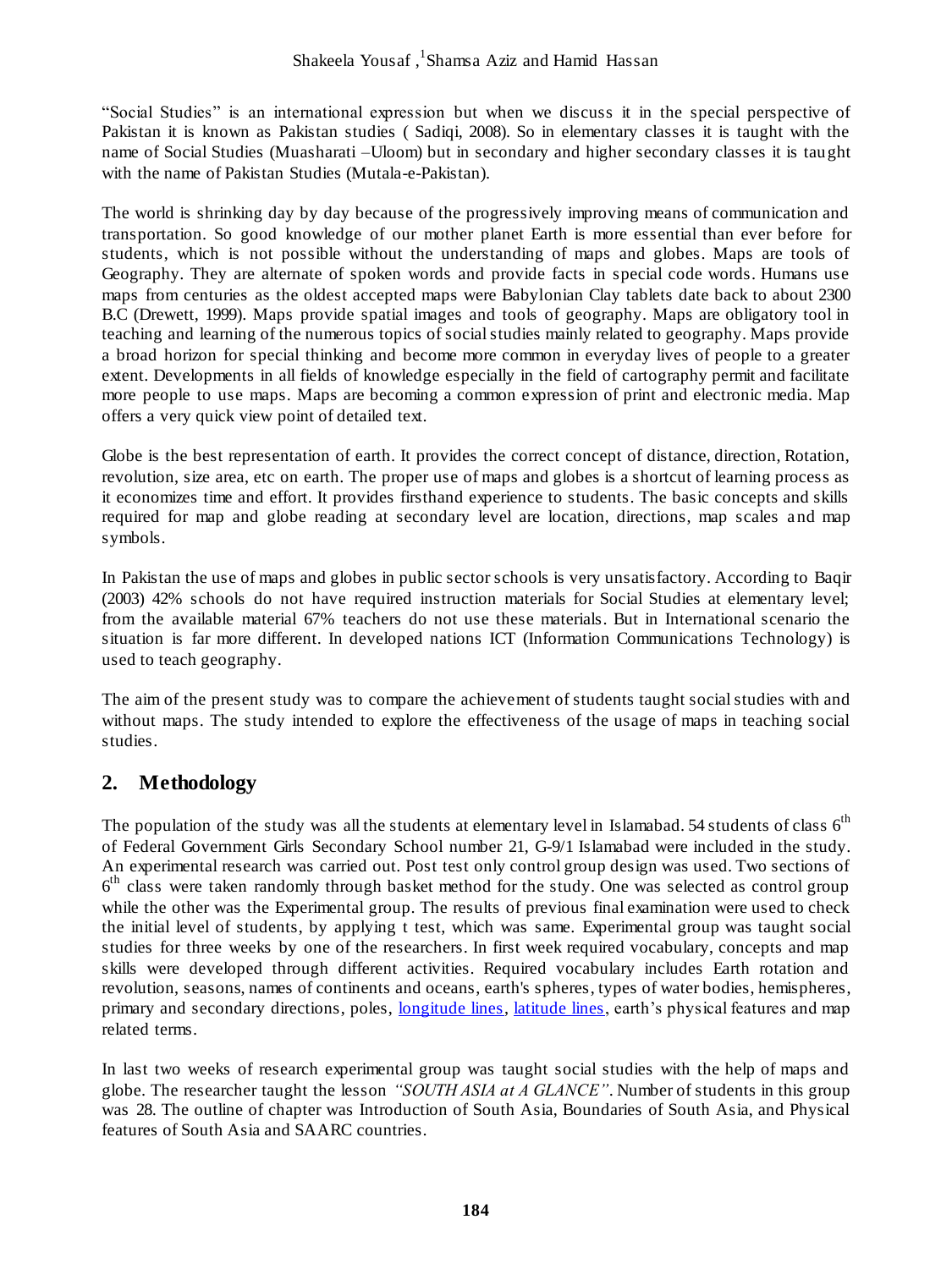"Social Studies" is an international expression but when we discuss it in the special perspective of Pakistan it is known as Pakistan studies ( Sadiqi, 2008). So in elementary classes it is taught with the name of Social Studies (Muasharati –Uloom) but in secondary and higher secondary classes it is taught with the name of Pakistan Studies (Mutala-e-Pakistan).

The world is shrinking day by day because of the progressively improving means of communication and transportation. So good knowledge of our mother planet Earth is more essential than ever before for students, which is not possible without the understanding of maps and globes. Maps are tools of Geography. They are alternate of spoken words and provide facts in special code words. Humans use maps from centuries as the oldest accepted maps were Babylonian Clay tablets date back to about 2300 B.C (Drewett, 1999). Maps provide spatial images and tools of geography. Maps are obligatory tool in teaching and learning of the numerous topics of social studies mainly related to geography. Maps provide a broad horizon for special thinking and become more common in everyday lives of people to a greater extent. Developments in all fields of knowledge especially in the field of cartography permit and facilitate more people to use maps. Maps are becoming a common expression of print and electronic media. Map offers a very quick view point of detailed text.

Globe is the best representation of earth. It provides the correct concept of distance, direction, Rotation, revolution, size area, etc on earth. The proper use of maps and globes is a shortcut of learning process as it economizes time and effort. It provides firsthand experience to students. The basic concepts and skills required for map and globe reading at secondary level are location, directions, map scales and map symbols.

In Pakistan the use of maps and globes in public sector schools is very unsatisfactory. According to Baqir (2003) 42% schools do not have required instruction materials for Social Studies at elementary level; from the available material 67% teachers do not use these materials. But in International scenario the situation is far more different. In developed nations ICT (Information Communications Technology) is used to teach geography.

The aim of the present study was to compare the achievement of students taught social studies with and without maps. The study intended to explore the effectiveness of the usage of maps in teaching social studies.

## 2. Methodology

The population of the study was all the students at elementary level in Islamabad. 54 students of class 6th of Federal Government Girls Secondary School number 21, G-9/1 Islamabad were included in the study. An experimental research was carried out. Post test only control group design was used. Two sections of 6th class were taken randomly through basket method for the study. One was selected as control group while the other was the Experimental group. The results of previous final examination were used to check the initial level of students, by applying t test, which was same. Experimental group was taught social studies for three weeks by one of the researchers. In first week required vocabulary, concepts and map skills were developed through different activities. Required vocabulary includes Earth rotation and revolution, seasons, names of continents and oceans, earth's spheres, types of water bodies, hemispheres, primary and secondary directions, poles, longitude lines, latitude lines, earth's physical features and map related terms.

In last two weeks of research experimental group was taught social studies with the help of maps and globe. The researcher taught the lesson *"SOUTH ASIA at A GLANCE"*. Number of students in this group was 28. The outline of chapter was Introduction of South Asia, Boundaries of South Asia, and Physical features of South Asia and SAARC countries.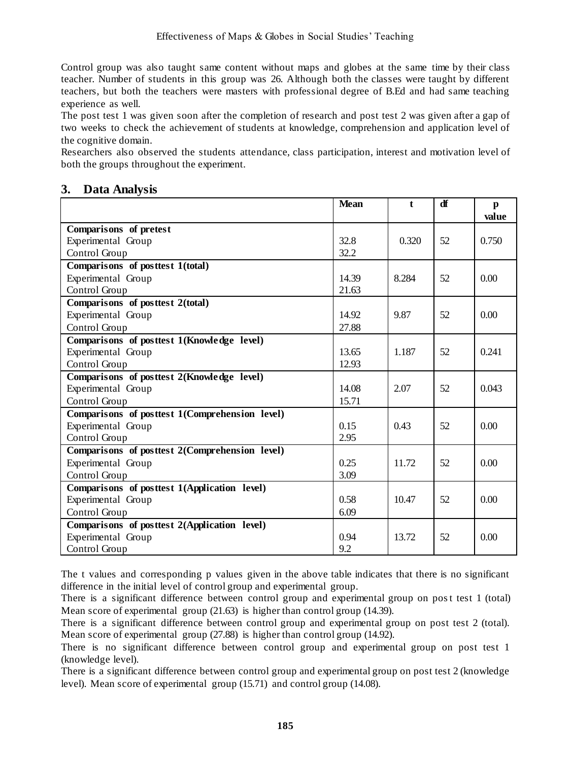Control group was also taught same content without maps and globes at the same time by their class teacher. Number of students in this group was 26. Although both the classes were taught by different teachers, but both the teachers were masters with professional degree of B.Ed and had same teaching experience as well.

The post test 1 was given soon after the completion of research and post test 2 was given after a gap of two weeks to check the achievement of students at knowledge, comprehension and application level of the cognitive domain.

Researchers also observed the students attendance, class participation, interest and motivation level of both the groups throughout the experiment.

## 3. Data Analysis

| | Mean | t | df | p value |
|---|---|---|---|---|
| **Comparisons of pretest** | | | | |
| Experimental Group | 32.8 | 0.320 | 52 | 0.750 |
| Control Group | 32.2 | | | |
| **Comparisons of posttest 1(total)** | | | | |
| Experimental Group | 14.39 | 8.284 | 52 | 0.00 |
| Control Group | 21.63 | | | |
| **Comparisons of posttest 2(total)** | | | | |
| Experimental Group | 14.92 | 9.87 | 52 | 0.00 |
| Control Group | 27.88 | | | |
| **Comparisons of posttest 1(Knowledge level)** | | | | |
| Experimental Group | 13.65 | 1.187 | 52 | 0.241 |
| Control Group | 12.93 | | | |
| **Comparisons of posttest 2(Knowledge level)** | | | | |
| Experimental Group | 14.08 | 2.07 | 52 | 0.043 |
| Control Group | 15.71 | | | |
| **Comparisons of posttest 1(Comprehension level)** | | | | |
| Experimental Group | 0.15 | 0.43 | 52 | 0.00 |
| Control Group | 2.95 | | | |
| **Comparisons of posttest 2(Comprehension level)** | | | | |
| Experimental Group | 0.25 | 11.72 | 52 | 0.00 |
| Control Group | 3.09 | | | |
| **Comparisons of posttest 1(Application level)** | | | | |
| Experimental Group | 0.58 | 10.47 | 52 | 0.00 |
| Control Group | 6.09 | | | |
| **Comparisons of posttest 2(Application level)** | | | | |
| Experimental Group | 0.94 | 13.72 | 52 | 0.00 |
| Control Group | 9.2 | | | |

The t values and corresponding p values given in the above table indicates that there is no significant difference in the initial level of control group and experimental group.

There is a significant difference between control group and experimental group on post test 1 (total) Mean score of experimental group (21.63) is higher than control group (14.39).

There is a significant difference between control group and experimental group on post test 2 (total). Mean score of experimental group (27.88) is higher than control group (14.92).

There is no significant difference between control group and experimental group on post test 1 (knowledge level).

There is a significant difference between control group and experimental group on post test 2 (knowledge level). Mean score of experimental group (15.71) and control group (14.08).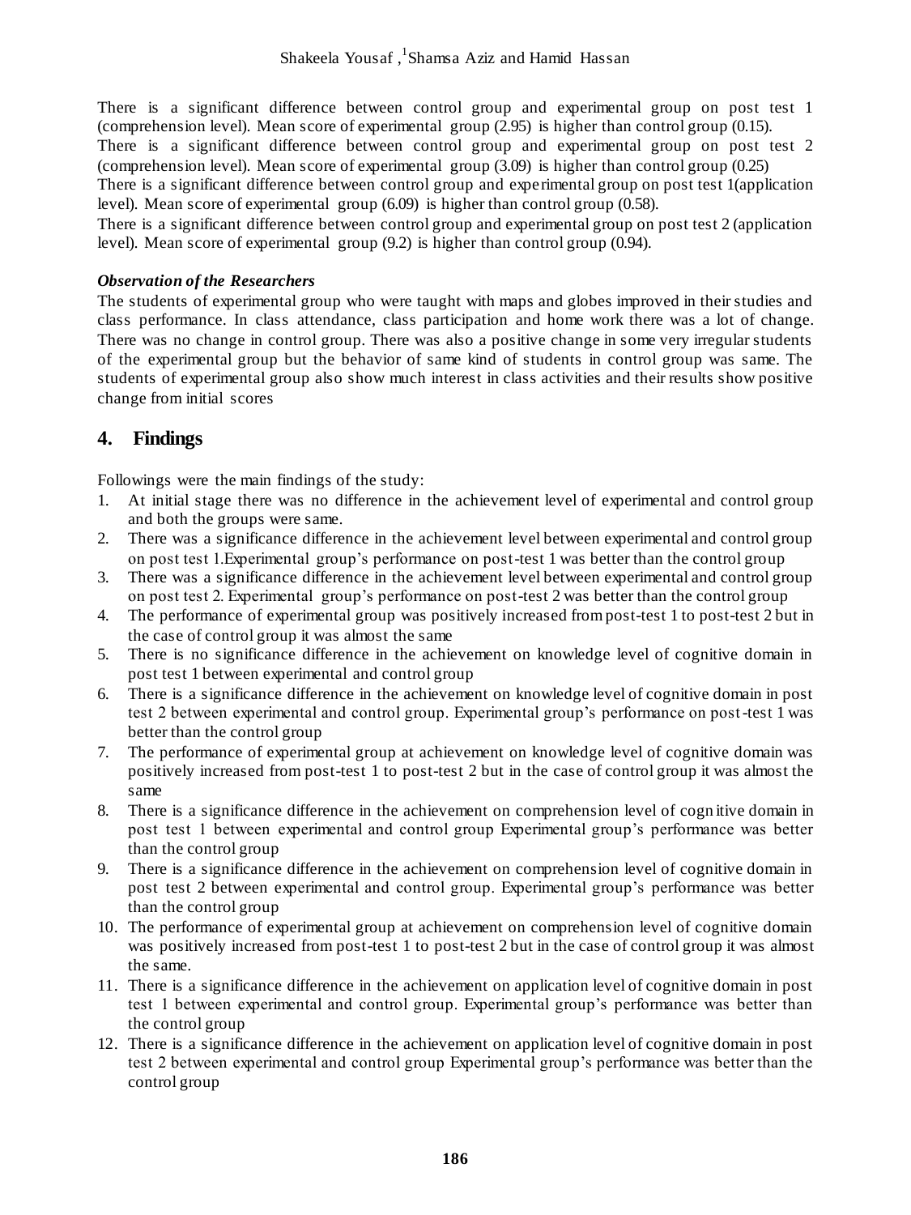There is a significant difference between control group and experimental group on post test 1 (comprehension level). Mean score of experimental group (2.95) is higher than control group (0.15).

There is a significant difference between control group and experimental group on post test 2 (comprehension level). Mean score of experimental group (3.09) is higher than control group (0.25)

There is a significant difference between control group and experimental group on post test 1(application level). Mean score of experimental group (6.09) is higher than control group (0.58).

There is a significant difference between control group and experimental group on post test 2 (application level). Mean score of experimental group (9.2) is higher than control group (0.94).

***Observation of the Researchers***

The students of experimental group who were taught with maps and globes improved in their studies and class performance. In class attendance, class participation and home work there was a lot of change. There was no change in control group. There was also a positive change in some very irregular students of the experimental group but the behavior of same kind of students in control group was same. The students of experimental group also show much interest in class activities and their results show positive change from initial scores

## 4. Findings

Followings were the main findings of the study:

1. At initial stage there was no difference in the achievement level of experimental and control group and both the groups were same.
2. There was a significance difference in the achievement level between experimental and control group on post test 1.Experimental group's performance on post-test 1 was better than the control group
3. There was a significance difference in the achievement level between experimental and control group on post test 2. Experimental group's performance on post-test 2 was better than the control group
4. The performance of experimental group was positively increased from post-test 1 to post-test 2 but in the case of control group it was almost the same
5. There is no significance difference in the achievement on knowledge level of cognitive domain in post test 1 between experimental and control group
6. There is a significance difference in the achievement on knowledge level of cognitive domain in post test 2 between experimental and control group. Experimental group's performance on post-test 1 was better than the control group
7. The performance of experimental group at achievement on knowledge level of cognitive domain was positively increased from post-test 1 to post-test 2 but in the case of control group it was almost the same
8. There is a significance difference in the achievement on comprehension level of cognitive domain in post test 1 between experimental and control group Experimental group's performance was better than the control group
9. There is a significance difference in the achievement on comprehension level of cognitive domain in post test 2 between experimental and control group. Experimental group's performance was better than the control group
10. The performance of experimental group at achievement on comprehension level of cognitive domain was positively increased from post-test 1 to post-test 2 but in the case of control group it was almost the same.
11. There is a significance difference in the achievement on application level of cognitive domain in post test 1 between experimental and control group. Experimental group's performance was better than the control group
12. There is a significance difference in the achievement on application level of cognitive domain in post test 2 between experimental and control group Experimental group's performance was better than the control group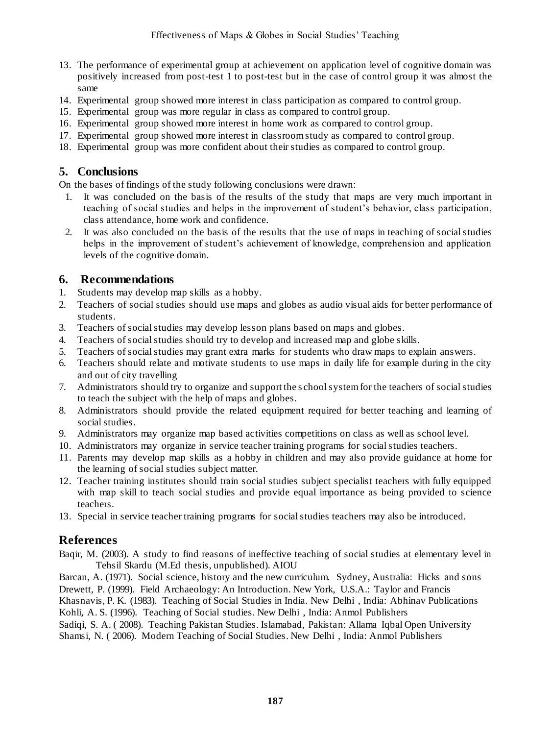13. The performance of experimental group at achievement on application level of cognitive domain was positively increased from post-test 1 to post-test but in the case of control group it was almost the same
14. Experimental group showed more interest in class participation as compared to control group.
15. Experimental group was more regular in class as compared to control group.
16. Experimental group showed more interest in home work as compared to control group.
17. Experimental group showed more interest in classroom study as compared to control group.
18. Experimental group was more confident about their studies as compared to control group.

## 5. Conclusions

On the bases of findings of the study following conclusions were drawn:

1. It was concluded on the basis of the results of the study that maps are very much important in teaching of social studies and helps in the improvement of student's behavior, class participation, class attendance, home work and confidence.
2. It was also concluded on the basis of the results that the use of maps in teaching of social studies helps in the improvement of student's achievement of knowledge, comprehension and application levels of the cognitive domain.

## 6. Recommendations

1. Students may develop map skills as a hobby.
2. Teachers of social studies should use maps and globes as audio visual aids for better performance of students.
3. Teachers of social studies may develop lesson plans based on maps and globes.
4. Teachers of social studies should try to develop and increased map and globe skills.
5. Teachers of social studies may grant extra marks for students who draw maps to explain answers.
6. Teachers should relate and motivate students to use maps in daily life for example during in the city and out of city travelling
7. Administrators should try to organize and support the school system for the teachers of social studies to teach the subject with the help of maps and globes.
8. Administrators should provide the related equipment required for better teaching and learning of social studies.
9. Administrators may organize map based activities competitions on class as well as school level.
10. Administrators may organize in service teacher training programs for social studies teachers.
11. Parents may develop map skills as a hobby in children and may also provide guidance at home for the learning of social studies subject matter.
12. Teacher training institutes should train social studies subject specialist teachers with fully equipped with map skill to teach social studies and provide equal importance as being provided to science teachers.
13. Special in service teacher training programs for social studies teachers may also be introduced.

## References

Baqir, M. (2003). A study to find reasons of ineffective teaching of social studies at elementary level in Tehsil Skardu (M.Ed thesis, unpublished). AIOU

Barcan, A. (1971). Social science, history and the new curriculum. Sydney, Australia: Hicks and sons

Drewett, P. (1999). Field Archaeology: An Introduction. New York, U.S.A.: Taylor and Francis

Khasnavis, P. K. (1983). Teaching of Social Studies in India. New Delhi , India: Abhinav Publications

Kohli, A. S. (1996). Teaching of Social studies. New Delhi , India: Anmol Publishers

Sadiqi, S. A. ( 2008). Teaching Pakistan Studies. Islamabad, Pakistan: Allama Iqbal Open University

Shamsi, N. ( 2006). Modern Teaching of Social Studies. New Delhi , India: Anmol Publishers